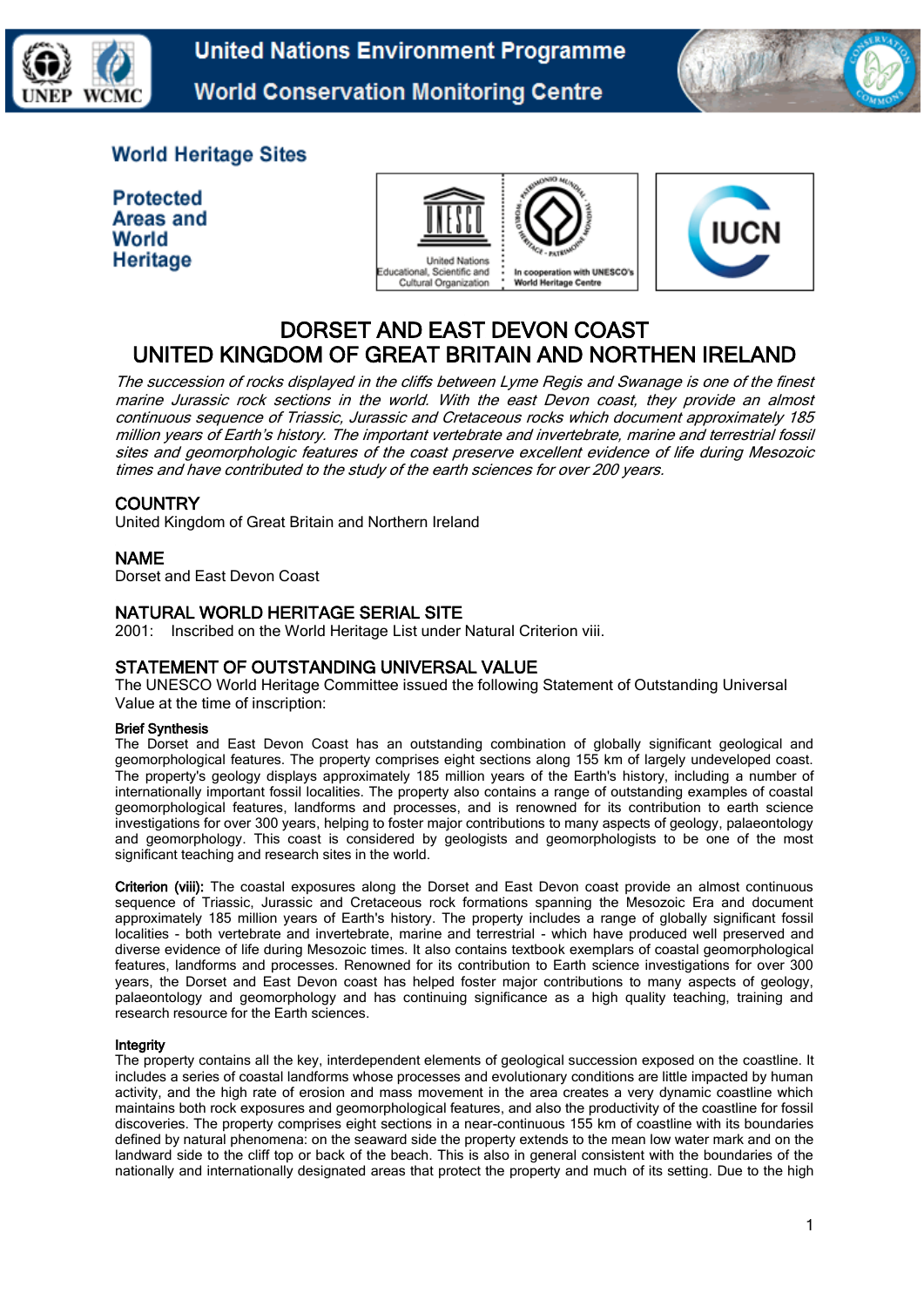United Nations Environment Programme
World Conservation Monitoring Centre

World Heritage Sites

Protected Areas and World Heritage

# DORSET AND EAST DEVON COAST
# UNITED KINGDOM OF GREAT BRITAIN AND NORTHEN IRELAND

*The succession of rocks displayed in the cliffs between Lyme Regis and Swanage is one of the finest marine Jurassic rock sections in the world. With the east Devon coast, they provide an almost continuous sequence of Triassic, Jurassic and Cretaceous rocks which document approximately 185 million years of Earth's history. The important vertebrate and invertebrate, marine and terrestrial fossil sites and geomorphologic features of the coast preserve excellent evidence of life during Mesozoic times and have contributed to the study of the earth sciences for over 200 years.*

## COUNTRY

United Kingdom of Great Britain and Northern Ireland

## NAME

Dorset and East Devon Coast

## NATURAL WORLD HERITAGE SERIAL SITE

2001: Inscribed on the World Heritage List under Natural Criterion viii.

## STATEMENT OF OUTSTANDING UNIVERSAL VALUE

The UNESCO World Heritage Committee issued the following Statement of Outstanding Universal Value at the time of inscription:

### Brief Synthesis

The Dorset and East Devon Coast has an outstanding combination of globally significant geological and geomorphological features. The property comprises eight sections along 155 km of largely undeveloped coast. The property's geology displays approximately 185 million years of the Earth's history, including a number of internationally important fossil localities. The property also contains a range of outstanding examples of coastal geomorphological features, landforms and processes, and is renowned for its contribution to earth science investigations for over 300 years, helping to foster major contributions to many aspects of geology, palaeontology and geomorphology. This coast is considered by geologists and geomorphologists to be one of the most significant teaching and research sites in the world.

**Criterion (viii):** The coastal exposures along the Dorset and East Devon coast provide an almost continuous sequence of Triassic, Jurassic and Cretaceous rock formations spanning the Mesozoic Era and document approximately 185 million years of Earth's history. The property includes a range of globally significant fossil localities - both vertebrate and invertebrate, marine and terrestrial - which have produced well preserved and diverse evidence of life during Mesozoic times. It also contains textbook exemplars of coastal geomorphological features, landforms and processes. Renowned for its contribution to Earth science investigations for over 300 years, the Dorset and East Devon coast has helped foster major contributions to many aspects of geology, palaeontology and geomorphology and has continuing significance as a high quality teaching, training and research resource for the Earth sciences.

### Integrity

The property contains all the key, interdependent elements of geological succession exposed on the coastline. It includes a series of coastal landforms whose processes and evolutionary conditions are little impacted by human activity, and the high rate of erosion and mass movement in the area creates a very dynamic coastline which maintains both rock exposures and geomorphological features, and also the productivity of the coastline for fossil discoveries. The property comprises eight sections in a near-continuous 155 km of coastline with its boundaries defined by natural phenomena: on the seaward side the property extends to the mean low water mark and on the landward side to the cliff top or back of the beach. This is also in general consistent with the boundaries of the nationally and internationally designated areas that protect the property and much of its setting. Due to the high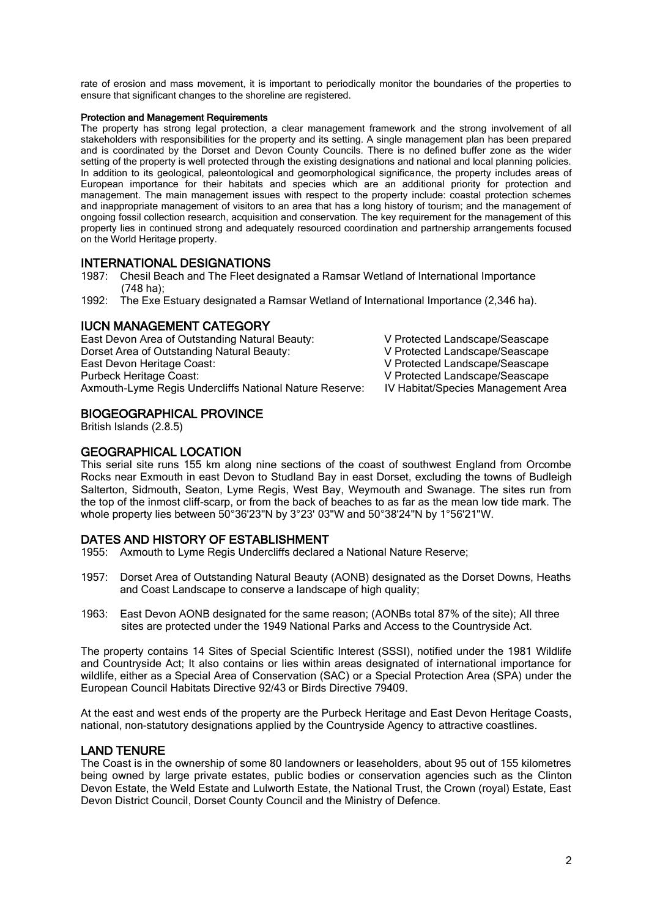rate of erosion and mass movement, it is important to periodically monitor the boundaries of the properties to ensure that significant changes to the shoreline are registered.

**Protection and Management Requirements**

The property has strong legal protection, a clear management framework and the strong involvement of all stakeholders with responsibilities for the property and its setting. A single management plan has been prepared and is coordinated by the Dorset and Devon County Councils. There is no defined buffer zone as the wider setting of the property is well protected through the existing designations and national and local planning policies. In addition to its geological, paleontological and geomorphological significance, the property includes areas of European importance for their habitats and species which are an additional priority for protection and management. The main management issues with respect to the property include: coastal protection schemes and inappropriate management of visitors to an area that has a long history of tourism; and the management of ongoing fossil collection research, acquisition and conservation. The key requirement for the management of this property lies in continued strong and adequately resourced coordination and partnership arrangements focused on the World Heritage property.

## INTERNATIONAL DESIGNATIONS

1987: Chesil Beach and The Fleet designated a Ramsar Wetland of International Importance (748 ha);

1992: The Exe Estuary designated a Ramsar Wetland of International Importance (2,346 ha).

## IUCN MANAGEMENT CATEGORY

| | |
|---|---|
| East Devon Area of Outstanding Natural Beauty: | V Protected Landscape/Seascape |
| Dorset Area of Outstanding Natural Beauty: | V Protected Landscape/Seascape |
| East Devon Heritage Coast: | V Protected Landscape/Seascape |
| Purbeck Heritage Coast: | V Protected Landscape/Seascape |
| Axmouth-Lyme Regis Undercliffs National Nature Reserve: | IV Habitat/Species Management Area |

## BIOGEOGRAPHICAL PROVINCE

British Islands (2.8.5)

## GEOGRAPHICAL LOCATION

This serial site runs 155 km along nine sections of the coast of southwest England from Orcombe Rocks near Exmouth in east Devon to Studland Bay in east Dorset, excluding the towns of Budleigh Salterton, Sidmouth, Seaton, Lyme Regis, West Bay, Weymouth and Swanage. The sites run from the top of the inmost cliff-scarp, or from the back of beaches to as far as the mean low tide mark. The whole property lies between 50°36'23"N by 3°23' 03"W and 50°38'24"N by 1°56'21"W.

## DATES AND HISTORY OF ESTABLISHMENT

1955: Axmouth to Lyme Regis Undercliffs declared a National Nature Reserve;

1957: Dorset Area of Outstanding Natural Beauty (AONB) designated as the Dorset Downs, Heaths and Coast Landscape to conserve a landscape of high quality;

1963: East Devon AONB designated for the same reason; (AONBs total 87% of the site); All three sites are protected under the 1949 National Parks and Access to the Countryside Act.

The property contains 14 Sites of Special Scientific Interest (SSSI), notified under the 1981 Wildlife and Countryside Act; It also contains or lies within areas designated of international importance for wildlife, either as a Special Area of Conservation (SAC) or a Special Protection Area (SPA) under the European Council Habitats Directive 92/43 or Birds Directive 79409.

At the east and west ends of the property are the Purbeck Heritage and East Devon Heritage Coasts, national, non-statutory designations applied by the Countryside Agency to attractive coastlines.

## LAND TENURE

The Coast is in the ownership of some 80 landowners or leaseholders, about 95 out of 155 kilometres being owned by large private estates, public bodies or conservation agencies such as the Clinton Devon Estate, the Weld Estate and Lulworth Estate, the National Trust, the Crown (royal) Estate, East Devon District Council, Dorset County Council and the Ministry of Defence.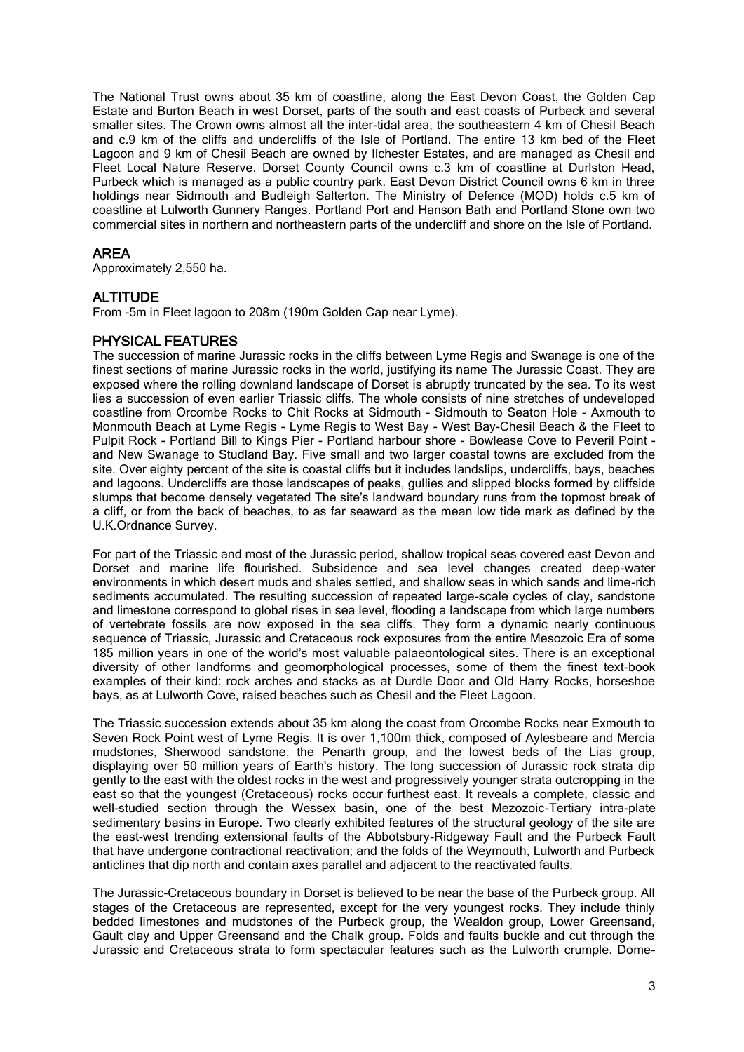The National Trust owns about 35 km of coastline, along the East Devon Coast, the Golden Cap Estate and Burton Beach in west Dorset, parts of the south and east coasts of Purbeck and several smaller sites. The Crown owns almost all the inter-tidal area, the southeastern 4 km of Chesil Beach and c.9 km of the cliffs and undercliffs of the Isle of Portland. The entire 13 km bed of the Fleet Lagoon and 9 km of Chesil Beach are owned by Ilchester Estates, and are managed as Chesil and Fleet Local Nature Reserve. Dorset County Council owns c.3 km of coastline at Durlston Head, Purbeck which is managed as a public country park. East Devon District Council owns 6 km in three holdings near Sidmouth and Budleigh Salterton. The Ministry of Defence (MOD) holds c.5 km of coastline at Lulworth Gunnery Ranges. Portland Port and Hanson Bath and Portland Stone own two commercial sites in northern and northeastern parts of the undercliff and shore on the Isle of Portland.

## AREA

Approximately 2,550 ha.

## ALTITUDE

From -5m in Fleet lagoon to 208m (190m Golden Cap near Lyme).

## PHYSICAL FEATURES

The succession of marine Jurassic rocks in the cliffs between Lyme Regis and Swanage is one of the finest sections of marine Jurassic rocks in the world, justifying its name The Jurassic Coast. They are exposed where the rolling downland landscape of Dorset is abruptly truncated by the sea. To its west lies a succession of even earlier Triassic cliffs. The whole consists of nine stretches of undeveloped coastline from Orcombe Rocks to Chit Rocks at Sidmouth - Sidmouth to Seaton Hole - Axmouth to Monmouth Beach at Lyme Regis - Lyme Regis to West Bay - West Bay-Chesil Beach & the Fleet to Pulpit Rock - Portland Bill to Kings Pier - Portland harbour shore - Bowlease Cove to Peveril Point - and New Swanage to Studland Bay. Five small and two larger coastal towns are excluded from the site. Over eighty percent of the site is coastal cliffs but it includes landslips, undercliffs, bays, beaches and lagoons. Undercliffs are those landscapes of peaks, gullies and slipped blocks formed by cliffside slumps that become densely vegetated The site's landward boundary runs from the topmost break of a cliff, or from the back of beaches, to as far seaward as the mean low tide mark as defined by the U.K.Ordnance Survey.

For part of the Triassic and most of the Jurassic period, shallow tropical seas covered east Devon and Dorset and marine life flourished. Subsidence and sea level changes created deep-water environments in which desert muds and shales settled, and shallow seas in which sands and lime-rich sediments accumulated. The resulting succession of repeated large-scale cycles of clay, sandstone and limestone correspond to global rises in sea level, flooding a landscape from which large numbers of vertebrate fossils are now exposed in the sea cliffs. They form a dynamic nearly continuous sequence of Triassic, Jurassic and Cretaceous rock exposures from the entire Mesozoic Era of some 185 million years in one of the world's most valuable palaeontological sites. There is an exceptional diversity of other landforms and geomorphological processes, some of them the finest text-book examples of their kind: rock arches and stacks as at Durdle Door and Old Harry Rocks, horseshoe bays, as at Lulworth Cove, raised beaches such as Chesil and the Fleet Lagoon.

The Triassic succession extends about 35 km along the coast from Orcombe Rocks near Exmouth to Seven Rock Point west of Lyme Regis. It is over 1,100m thick, composed of Aylesbeare and Mercia mudstones, Sherwood sandstone, the Penarth group, and the lowest beds of the Lias group, displaying over 50 million years of Earth's history. The long succession of Jurassic rock strata dip gently to the east with the oldest rocks in the west and progressively younger strata outcropping in the east so that the youngest (Cretaceous) rocks occur furthest east. It reveals a complete, classic and well-studied section through the Wessex basin, one of the best Mezozoic-Tertiary intra-plate sedimentary basins in Europe. Two clearly exhibited features of the structural geology of the site are the east-west trending extensional faults of the Abbotsbury-Ridgeway Fault and the Purbeck Fault that have undergone contractional reactivation; and the folds of the Weymouth, Lulworth and Purbeck anticlines that dip north and contain axes parallel and adjacent to the reactivated faults.

The Jurassic-Cretaceous boundary in Dorset is believed to be near the base of the Purbeck group. All stages of the Cretaceous are represented, except for the very youngest rocks. They include thinly bedded limestones and mudstones of the Purbeck group, the Wealdon group, Lower Greensand, Gault clay and Upper Greensand and the Chalk group. Folds and faults buckle and cut through the Jurassic and Cretaceous strata to form spectacular features such as the Lulworth crumple. Dome-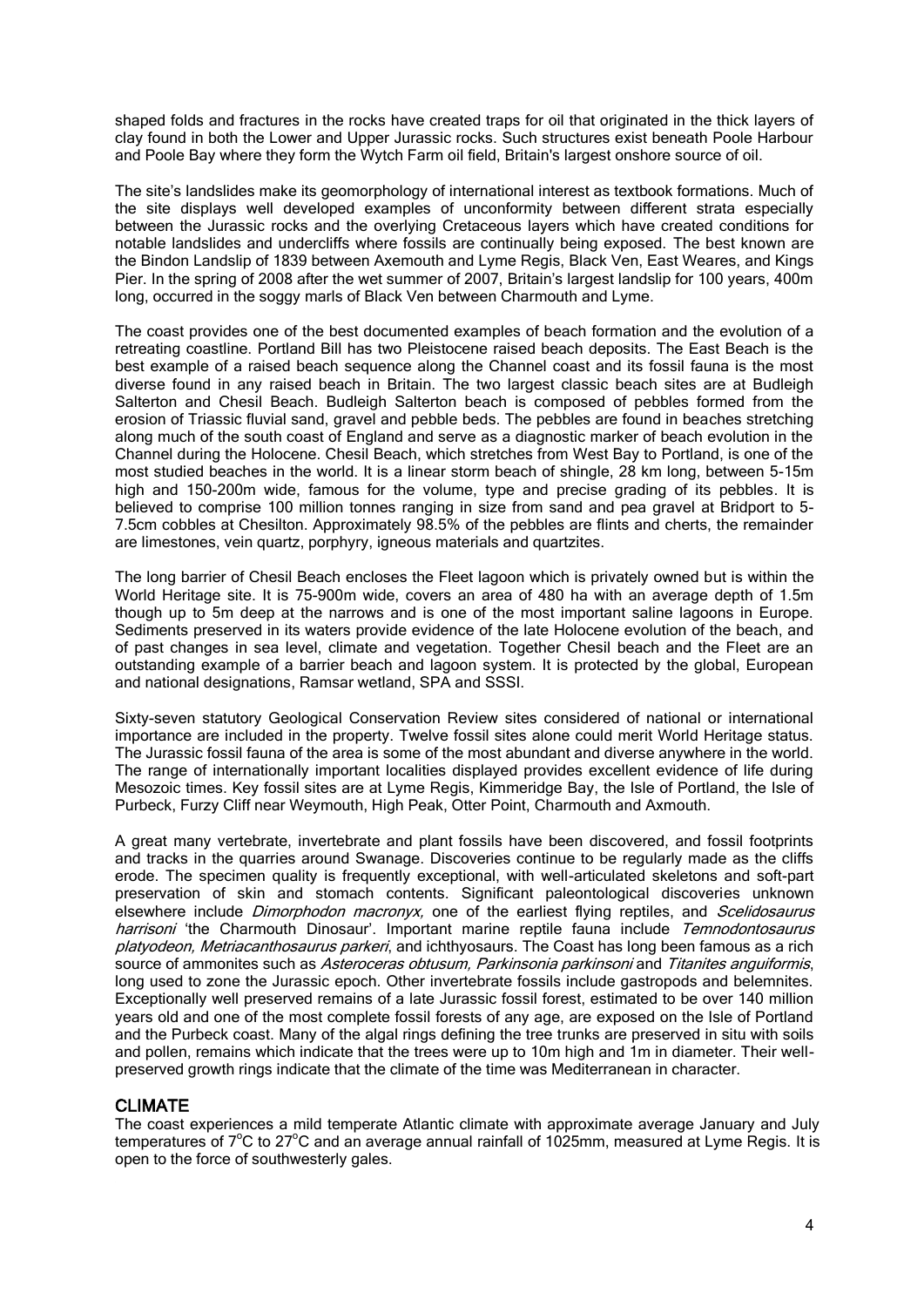shaped folds and fractures in the rocks have created traps for oil that originated in the thick layers of clay found in both the Lower and Upper Jurassic rocks. Such structures exist beneath Poole Harbour and Poole Bay where they form the Wytch Farm oil field, Britain's largest onshore source of oil.

The site's landslides make its geomorphology of international interest as textbook formations. Much of the site displays well developed examples of unconformity between different strata especially between the Jurassic rocks and the overlying Cretaceous layers which have created conditions for notable landslides and undercliffs where fossils are continually being exposed. The best known are the Bindon Landslip of 1839 between Axemouth and Lyme Regis, Black Ven, East Weares, and Kings Pier. In the spring of 2008 after the wet summer of 2007, Britain's largest landslip for 100 years, 400m long, occurred in the soggy marls of Black Ven between Charmouth and Lyme.

The coast provides one of the best documented examples of beach formation and the evolution of a retreating coastline. Portland Bill has two Pleistocene raised beach deposits. The East Beach is the best example of a raised beach sequence along the Channel coast and its fossil fauna is the most diverse found in any raised beach in Britain. The two largest classic beach sites are at Budleigh Salterton and Chesil Beach. Budleigh Salterton beach is composed of pebbles formed from the erosion of Triassic fluvial sand, gravel and pebble beds. The pebbles are found in beaches stretching along much of the south coast of England and serve as a diagnostic marker of beach evolution in the Channel during the Holocene. Chesil Beach, which stretches from West Bay to Portland, is one of the most studied beaches in the world. It is a linear storm beach of shingle, 28 km long, between 5-15m high and 150-200m wide, famous for the volume, type and precise grading of its pebbles. It is believed to comprise 100 million tonnes ranging in size from sand and pea gravel at Bridport to 5-7.5cm cobbles at Chesilton. Approximately 98.5% of the pebbles are flints and cherts, the remainder are limestones, vein quartz, porphyry, igneous materials and quartzites.

The long barrier of Chesil Beach encloses the Fleet lagoon which is privately owned but is within the World Heritage site. It is 75-900m wide, covers an area of 480 ha with an average depth of 1.5m though up to 5m deep at the narrows and is one of the most important saline lagoons in Europe. Sediments preserved in its waters provide evidence of the late Holocene evolution of the beach, and of past changes in sea level, climate and vegetation. Together Chesil beach and the Fleet are an outstanding example of a barrier beach and lagoon system. It is protected by the global, European and national designations, Ramsar wetland, SPA and SSSI.

Sixty-seven statutory Geological Conservation Review sites considered of national or international importance are included in the property. Twelve fossil sites alone could merit World Heritage status. The Jurassic fossil fauna of the area is some of the most abundant and diverse anywhere in the world. The range of internationally important localities displayed provides excellent evidence of life during Mesozoic times. Key fossil sites are at Lyme Regis, Kimmeridge Bay, the Isle of Portland, the Isle of Purbeck, Furzy Cliff near Weymouth, High Peak, Otter Point, Charmouth and Axmouth.

A great many vertebrate, invertebrate and plant fossils have been discovered, and fossil footprints and tracks in the quarries around Swanage. Discoveries continue to be regularly made as the cliffs erode. The specimen quality is frequently exceptional, with well-articulated skeletons and soft-part preservation of skin and stomach contents. Significant paleontological discoveries unknown elsewhere include *Dimorphodon macronyx,* one of the earliest flying reptiles, and *Scelidosaurus harrisoni* 'the Charmouth Dinosaur'. Important marine reptile fauna include *Temnodontosaurus platyodeon, Metriacanthosaurus parkeri*, and ichthyosaurs. The Coast has long been famous as a rich source of ammonites such as *Asteroceras obtusum, Parkinsonia parkinsoni* and *Titanites anguiformis*, long used to zone the Jurassic epoch. Other invertebrate fossils include gastropods and belemnites. Exceptionally well preserved remains of a late Jurassic fossil forest, estimated to be over 140 million years old and one of the most complete fossil forests of any age, are exposed on the Isle of Portland and the Purbeck coast. Many of the algal rings defining the tree trunks are preserved in situ with soils and pollen, remains which indicate that the trees were up to 10m high and 1m in diameter. Their well-preserved growth rings indicate that the climate of the time was Mediterranean in character.

## CLIMATE

The coast experiences a mild temperate Atlantic climate with approximate average January and July temperatures of 7°C to 27°C and an average annual rainfall of 1025mm, measured at Lyme Regis. It is open to the force of southwesterly gales.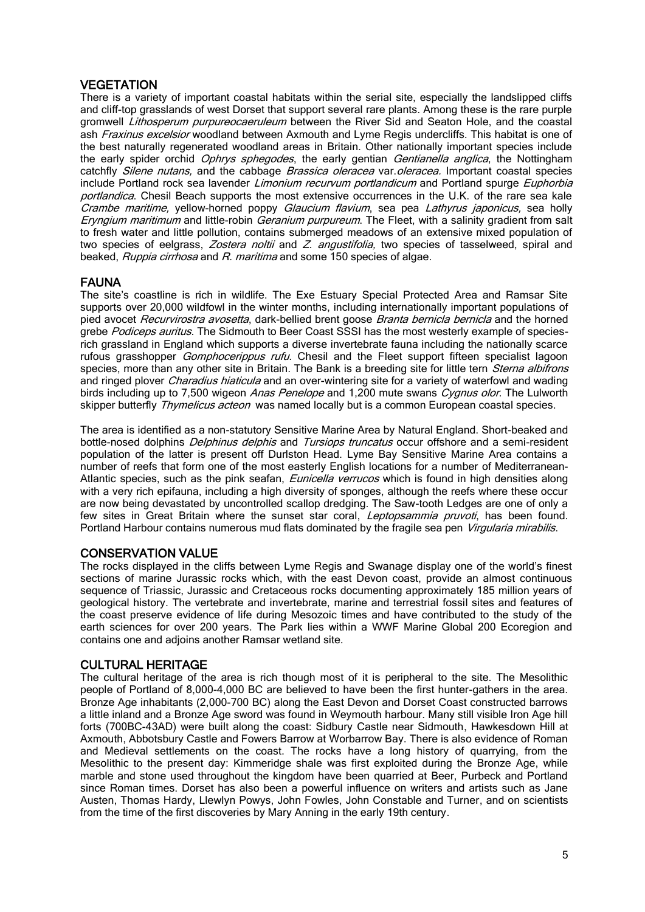## VEGETATION

There is a variety of important coastal habitats within the serial site, especially the landslipped cliffs and cliff-top grasslands of west Dorset that support several rare plants. Among these is the rare purple gromwell *Lithosperum purpureocaeruleum* between the River Sid and Seaton Hole, and the coastal ash *Fraxinus excelsior* woodland between Axmouth and Lyme Regis undercliffs. This habitat is one of the best naturally regenerated woodland areas in Britain. Other nationally important species include the early spider orchid *Ophrys sphegodes*, the early gentian *Gentianella anglica*, the Nottingham catchfly *Silene nutans,* and the cabbage *Brassica oleracea* var.*oleracea.* Important coastal species include Portland rock sea lavender *Limonium recurvum portlandicum* and Portland spurge *Euphorbia portlandica*. Chesil Beach supports the most extensive occurrences in the U.K. of the rare sea kale *Crambe maritime,* yellow-horned poppy *Glaucium flavium*, sea pea *Lathyrus japonicus,* sea holly *Eryngium maritimum* and little-robin *Geranium purpureum*. The Fleet, with a salinity gradient from salt to fresh water and little pollution, contains submerged meadows of an extensive mixed population of two species of eelgrass, *Zostera noltii* and *Z. angustifolia,* two species of tasselweed, spiral and beaked, *Ruppia cirrhosa* and *R. maritima* and some 150 species of algae.

## FAUNA

The site's coastline is rich in wildlife. The Exe Estuary Special Protected Area and Ramsar Site supports over 20,000 wildfowl in the winter months, including internationally important populations of pied avocet *Recurvirostra avosetta*, dark-bellied brent goose *Branta bernicla bernicla* and the horned grebe *Podiceps auritus*. The Sidmouth to Beer Coast SSSI has the most westerly example of species-rich grassland in England which supports a diverse invertebrate fauna including the nationally scarce rufous grasshopper *Gomphocerippus rufu*. Chesil and the Fleet support fifteen specialist lagoon species, more than any other site in Britain. The Bank is a breeding site for little tern *Sterna albifrons* and ringed plover *Charadius hiaticula* and an over-wintering site for a variety of waterfowl and wading birds including up to 7,500 wigeon *Anas Penelope* and 1,200 mute swans *Cygnus olor*. The Lulworth skipper butterfly *Thymelicus acteon* was named locally but is a common European coastal species.

The area is identified as a non-statutory Sensitive Marine Area by Natural England. Short-beaked and bottle-nosed dolphins *Delphinus delphis* and *Tursiops truncatus* occur offshore and a semi-resident population of the latter is present off Durlston Head. Lyme Bay Sensitive Marine Area contains a number of reefs that form one of the most easterly English locations for a number of Mediterranean-Atlantic species, such as the pink seafan, *Eunicella verrucos* which is found in high densities along with a very rich epifauna, including a high diversity of sponges, although the reefs where these occur are now being devastated by uncontrolled scallop dredging. The Saw-tooth Ledges are one of only a few sites in Great Britain where the sunset star coral, *Leptopsammia pruvoti*, has been found. Portland Harbour contains numerous mud flats dominated by the fragile sea pen *Virgularia mirabilis*.

## CONSERVATION VALUE

The rocks displayed in the cliffs between Lyme Regis and Swanage display one of the world's finest sections of marine Jurassic rocks which, with the east Devon coast, provide an almost continuous sequence of Triassic, Jurassic and Cretaceous rocks documenting approximately 185 million years of geological history. The vertebrate and invertebrate, marine and terrestrial fossil sites and features of the coast preserve evidence of life during Mesozoic times and have contributed to the study of the earth sciences for over 200 years. The Park lies within a WWF Marine Global 200 Ecoregion and contains one and adjoins another Ramsar wetland site.

## CULTURAL HERITAGE

The cultural heritage of the area is rich though most of it is peripheral to the site. The Mesolithic people of Portland of 8,000-4,000 BC are believed to have been the first hunter-gathers in the area. Bronze Age inhabitants (2,000-700 BC) along the East Devon and Dorset Coast constructed barrows a little inland and a Bronze Age sword was found in Weymouth harbour. Many still visible Iron Age hill forts (700BC-43AD) were built along the coast: Sidbury Castle near Sidmouth, Hawkesdown Hill at Axmouth, Abbotsbury Castle and Fowers Barrow at Worbarrow Bay. There is also evidence of Roman and Medieval settlements on the coast. The rocks have a long history of quarrying, from the Mesolithic to the present day: Kimmeridge shale was first exploited during the Bronze Age, while marble and stone used throughout the kingdom have been quarried at Beer, Purbeck and Portland since Roman times. Dorset has also been a powerful influence on writers and artists such as Jane Austen, Thomas Hardy, Llewlyn Powys, John Fowles, John Constable and Turner, and on scientists from the time of the first discoveries by Mary Anning in the early 19th century.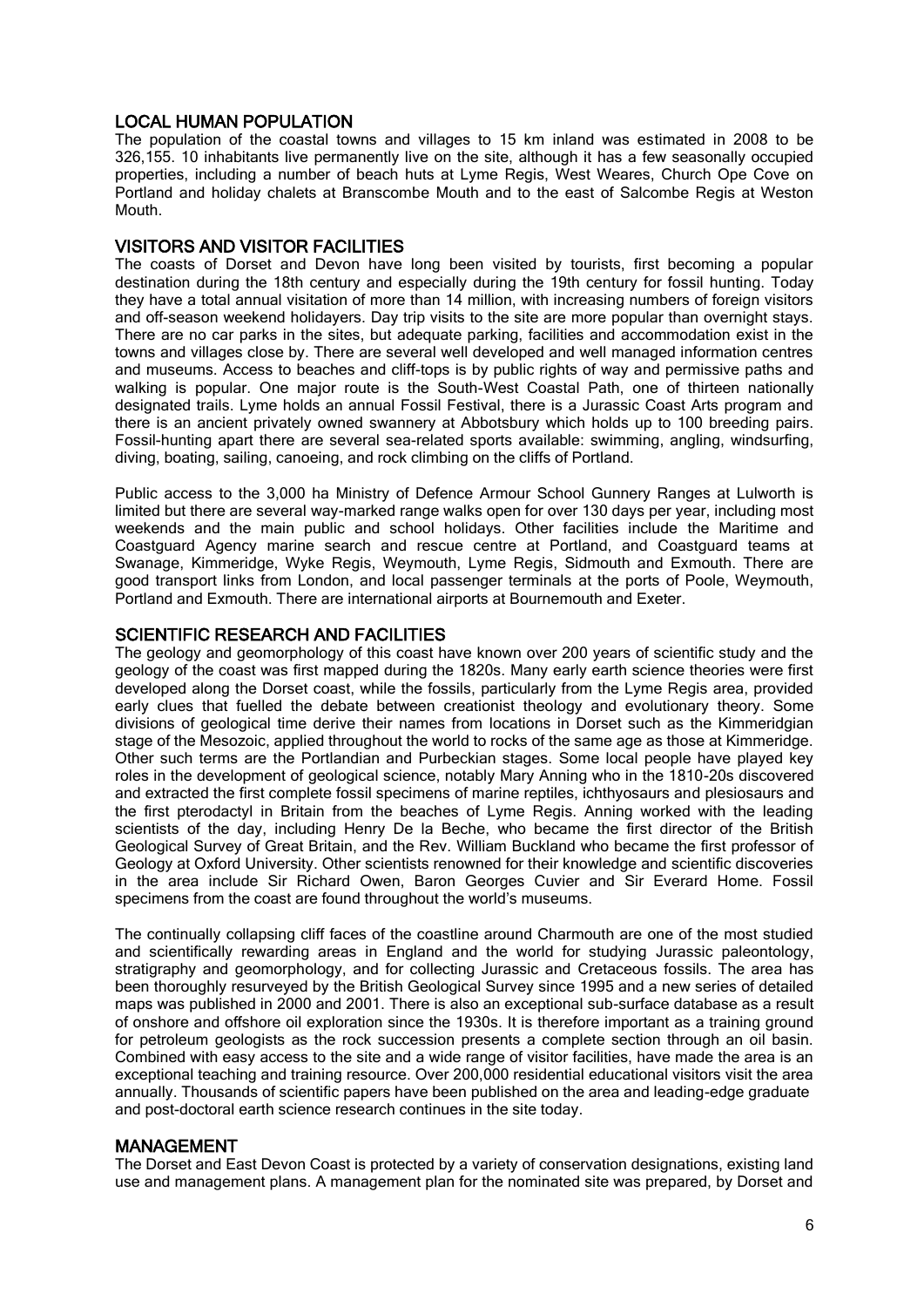## LOCAL HUMAN POPULATION

The population of the coastal towns and villages to 15 km inland was estimated in 2008 to be 326,155. 10 inhabitants live permanently live on the site, although it has a few seasonally occupied properties, including a number of beach huts at Lyme Regis, West Weares, Church Ope Cove on Portland and holiday chalets at Branscombe Mouth and to the east of Salcombe Regis at Weston Mouth.

## VISITORS AND VISITOR FACILITIES

The coasts of Dorset and Devon have long been visited by tourists, first becoming a popular destination during the 18th century and especially during the 19th century for fossil hunting. Today they have a total annual visitation of more than 14 million, with increasing numbers of foreign visitors and off-season weekend holidayers. Day trip visits to the site are more popular than overnight stays. There are no car parks in the sites, but adequate parking, facilities and accommodation exist in the towns and villages close by. There are several well developed and well managed information centres and museums. Access to beaches and cliff-tops is by public rights of way and permissive paths and walking is popular. One major route is the South-West Coastal Path, one of thirteen nationally designated trails. Lyme holds an annual Fossil Festival, there is a Jurassic Coast Arts program and there is an ancient privately owned swannery at Abbotsbury which holds up to 100 breeding pairs. Fossil-hunting apart there are several sea-related sports available: swimming, angling, windsurfing, diving, boating, sailing, canoeing, and rock climbing on the cliffs of Portland.

Public access to the 3,000 ha Ministry of Defence Armour School Gunnery Ranges at Lulworth is limited but there are several way-marked range walks open for over 130 days per year, including most weekends and the main public and school holidays. Other facilities include the Maritime and Coastguard Agency marine search and rescue centre at Portland, and Coastguard teams at Swanage, Kimmeridge, Wyke Regis, Weymouth, Lyme Regis, Sidmouth and Exmouth. There are good transport links from London, and local passenger terminals at the ports of Poole, Weymouth, Portland and Exmouth. There are international airports at Bournemouth and Exeter.

## SCIENTIFIC RESEARCH AND FACILITIES

The geology and geomorphology of this coast have known over 200 years of scientific study and the geology of the coast was first mapped during the 1820s. Many early earth science theories were first developed along the Dorset coast, while the fossils, particularly from the Lyme Regis area, provided early clues that fuelled the debate between creationist theology and evolutionary theory. Some divisions of geological time derive their names from locations in Dorset such as the Kimmeridgian stage of the Mesozoic, applied throughout the world to rocks of the same age as those at Kimmeridge. Other such terms are the Portlandian and Purbeckian stages. Some local people have played key roles in the development of geological science, notably Mary Anning who in the 1810-20s discovered and extracted the first complete fossil specimens of marine reptiles, ichthyosaurs and plesiosaurs and the first pterodactyl in Britain from the beaches of Lyme Regis. Anning worked with the leading scientists of the day, including Henry De la Beche, who became the first director of the British Geological Survey of Great Britain, and the Rev. William Buckland who became the first professor of Geology at Oxford University. Other scientists renowned for their knowledge and scientific discoveries in the area include Sir Richard Owen, Baron Georges Cuvier and Sir Everard Home. Fossil specimens from the coast are found throughout the world's museums.

The continually collapsing cliff faces of the coastline around Charmouth are one of the most studied and scientifically rewarding areas in England and the world for studying Jurassic paleontology, stratigraphy and geomorphology, and for collecting Jurassic and Cretaceous fossils. The area has been thoroughly resurveyed by the British Geological Survey since 1995 and a new series of detailed maps was published in 2000 and 2001. There is also an exceptional sub-surface database as a result of onshore and offshore oil exploration since the 1930s. It is therefore important as a training ground for petroleum geologists as the rock succession presents a complete section through an oil basin. Combined with easy access to the site and a wide range of visitor facilities, have made the area is an exceptional teaching and training resource. Over 200,000 residential educational visitors visit the area annually. Thousands of scientific papers have been published on the area and leading-edge graduate and post-doctoral earth science research continues in the site today.

## MANAGEMENT

The Dorset and East Devon Coast is protected by a variety of conservation designations, existing land use and management plans. A management plan for the nominated site was prepared, by Dorset and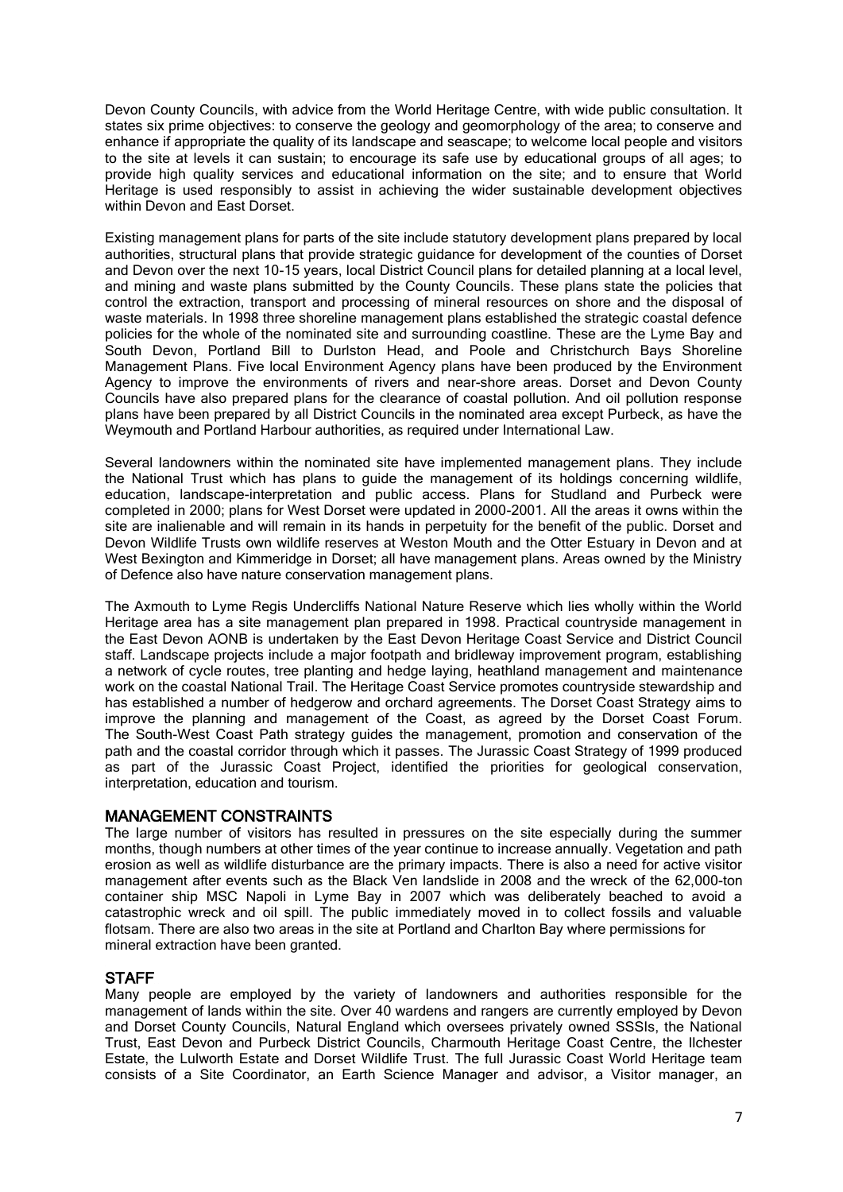Devon County Councils, with advice from the World Heritage Centre, with wide public consultation. It states six prime objectives: to conserve the geology and geomorphology of the area; to conserve and enhance if appropriate the quality of its landscape and seascape; to welcome local people and visitors to the site at levels it can sustain; to encourage its safe use by educational groups of all ages; to provide high quality services and educational information on the site; and to ensure that World Heritage is used responsibly to assist in achieving the wider sustainable development objectives within Devon and East Dorset.

Existing management plans for parts of the site include statutory development plans prepared by local authorities, structural plans that provide strategic guidance for development of the counties of Dorset and Devon over the next 10-15 years, local District Council plans for detailed planning at a local level, and mining and waste plans submitted by the County Councils. These plans state the policies that control the extraction, transport and processing of mineral resources on shore and the disposal of waste materials. In 1998 three shoreline management plans established the strategic coastal defence policies for the whole of the nominated site and surrounding coastline. These are the Lyme Bay and South Devon, Portland Bill to Durlston Head, and Poole and Christchurch Bays Shoreline Management Plans. Five local Environment Agency plans have been produced by the Environment Agency to improve the environments of rivers and near-shore areas. Dorset and Devon County Councils have also prepared plans for the clearance of coastal pollution. And oil pollution response plans have been prepared by all District Councils in the nominated area except Purbeck, as have the Weymouth and Portland Harbour authorities, as required under International Law.

Several landowners within the nominated site have implemented management plans. They include the National Trust which has plans to guide the management of its holdings concerning wildlife, education, landscape-interpretation and public access. Plans for Studland and Purbeck were completed in 2000; plans for West Dorset were updated in 2000-2001. All the areas it owns within the site are inalienable and will remain in its hands in perpetuity for the benefit of the public. Dorset and Devon Wildlife Trusts own wildlife reserves at Weston Mouth and the Otter Estuary in Devon and at West Bexington and Kimmeridge in Dorset; all have management plans. Areas owned by the Ministry of Defence also have nature conservation management plans.

The Axmouth to Lyme Regis Undercliffs National Nature Reserve which lies wholly within the World Heritage area has a site management plan prepared in 1998. Practical countryside management in the East Devon AONB is undertaken by the East Devon Heritage Coast Service and District Council staff. Landscape projects include a major footpath and bridleway improvement program, establishing a network of cycle routes, tree planting and hedge laying, heathland management and maintenance work on the coastal National Trail. The Heritage Coast Service promotes countryside stewardship and has established a number of hedgerow and orchard agreements. The Dorset Coast Strategy aims to improve the planning and management of the Coast, as agreed by the Dorset Coast Forum. The South-West Coast Path strategy guides the management, promotion and conservation of the path and the coastal corridor through which it passes. The Jurassic Coast Strategy of 1999 produced as part of the Jurassic Coast Project, identified the priorities for geological conservation, interpretation, education and tourism.

## MANAGEMENT CONSTRAINTS

The large number of visitors has resulted in pressures on the site especially during the summer months, though numbers at other times of the year continue to increase annually. Vegetation and path erosion as well as wildlife disturbance are the primary impacts. There is also a need for active visitor management after events such as the Black Ven landslide in 2008 and the wreck of the 62,000-ton container ship MSC Napoli in Lyme Bay in 2007 which was deliberately beached to avoid a catastrophic wreck and oil spill. The public immediately moved in to collect fossils and valuable flotsam. There are also two areas in the site at Portland and Charlton Bay where permissions for mineral extraction have been granted.

## STAFF

Many people are employed by the variety of landowners and authorities responsible for the management of lands within the site. Over 40 wardens and rangers are currently employed by Devon and Dorset County Councils, Natural England which oversees privately owned SSSIs, the National Trust, East Devon and Purbeck District Councils, Charmouth Heritage Coast Centre, the Ilchester Estate, the Lulworth Estate and Dorset Wildlife Trust. The full Jurassic Coast World Heritage team consists of a Site Coordinator, an Earth Science Manager and advisor, a Visitor manager, an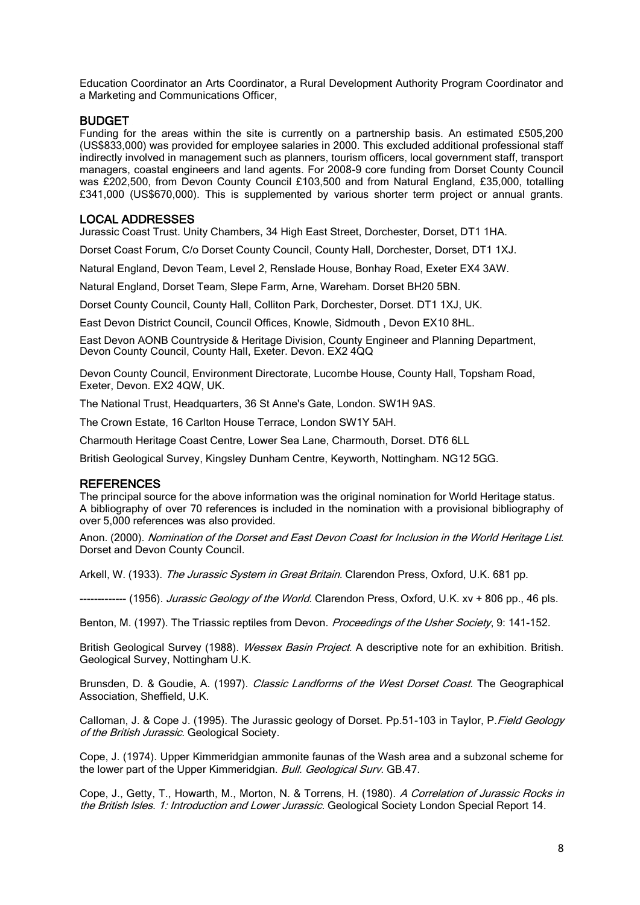Education Coordinator an Arts Coordinator, a Rural Development Authority Program Coordinator and a Marketing and Communications Officer,

## BUDGET

Funding for the areas within the site is currently on a partnership basis. An estimated £505,200 (US$833,000) was provided for employee salaries in 2000. This excluded additional professional staff indirectly involved in management such as planners, tourism officers, local government staff, transport managers, coastal engineers and land agents. For 2008-9 core funding from Dorset County Council was £202,500, from Devon County Council £103,500 and from Natural England, £35,000, totalling £341,000 (US$670,000). This is supplemented by various shorter term project or annual grants.

## LOCAL ADDRESSES

Jurassic Coast Trust. Unity Chambers, 34 High East Street, Dorchester, Dorset, DT1 1HA.

Dorset Coast Forum, C/o Dorset County Council, County Hall, Dorchester, Dorset, DT1 1XJ.

Natural England, Devon Team, Level 2, Renslade House, Bonhay Road, Exeter EX4 3AW.

Natural England, Dorset Team, Slepe Farm, Arne, Wareham. Dorset BH20 5BN.

Dorset County Council, County Hall, Colliton Park, Dorchester, Dorset. DT1 1XJ, UK.

East Devon District Council, Council Offices, Knowle, Sidmouth , Devon EX10 8HL.

East Devon AONB Countryside & Heritage Division, County Engineer and Planning Department, Devon County Council, County Hall, Exeter. Devon. EX2 4QQ

Devon County Council, Environment Directorate, Lucombe House, County Hall, Topsham Road, Exeter, Devon. EX2 4QW, UK.

The National Trust, Headquarters, 36 St Anne's Gate, London. SW1H 9AS.

The Crown Estate, 16 Carlton House Terrace, London SW1Y 5AH.

Charmouth Heritage Coast Centre, Lower Sea Lane, Charmouth, Dorset. DT6 6LL

British Geological Survey, Kingsley Dunham Centre, Keyworth, Nottingham. NG12 5GG.

## REFERENCES

The principal source for the above information was the original nomination for World Heritage status. A bibliography of over 70 references is included in the nomination with a provisional bibliography of over 5,000 references was also provided.

Anon. (2000). *Nomination of the Dorset and East Devon Coast for Inclusion in the World Heritage List*. Dorset and Devon County Council.

Arkell, W. (1933). *The Jurassic System in Great Britain*. Clarendon Press, Oxford, U.K. 681 pp.

------------- (1956). *Jurassic Geology of the World*. Clarendon Press, Oxford, U.K. xv + 806 pp., 46 pls.

Benton, M. (1997). The Triassic reptiles from Devon. *Proceedings of the Usher Society*, 9: 141-152.

British Geological Survey (1988). *Wessex Basin Project*. A descriptive note for an exhibition. British. Geological Survey, Nottingham U.K.

Brunsden, D. & Goudie, A. (1997). *Classic Landforms of the West Dorset Coast*. The Geographical Association, Sheffield, U.K.

Calloman, J. & Cope J. (1995). The Jurassic geology of Dorset. Pp.51-103 in Taylor, P.*Field Geology of the British Jurassic.* Geological Society.

Cope, J. (1974). Upper Kimmeridgian ammonite faunas of the Wash area and a subzonal scheme for the lower part of the Upper Kimmeridgian. *Bull. Geological Surv*. GB.47.

Cope, J., Getty, T., Howarth, M., Morton, N. & Torrens, H. (1980). *A Correlation of Jurassic Rocks in the British Isles. 1: Introduction and Lower Jurassic*. Geological Society London Special Report 14.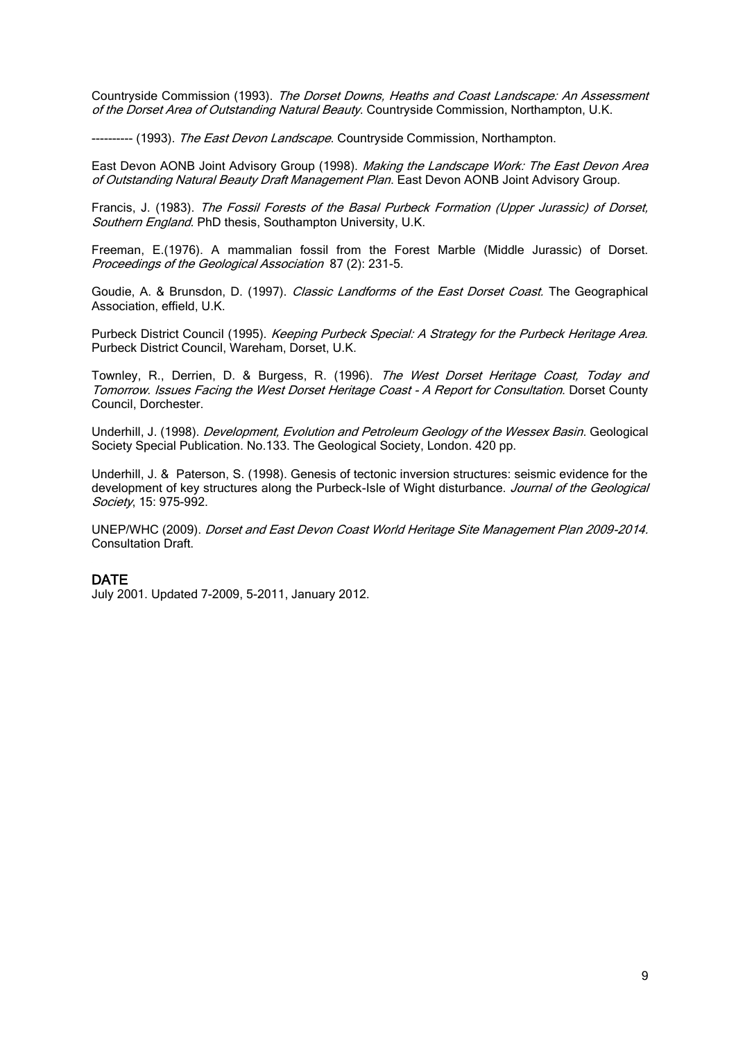Countryside Commission (1993). *The Dorset Downs, Heaths and Coast Landscape: An Assessment of the Dorset Area of Outstanding Natural Beauty*. Countryside Commission, Northampton, U.K.

---------- (1993). *The East Devon Landscape*. Countryside Commission, Northampton.

East Devon AONB Joint Advisory Group (1998). *Making the Landscape Work: The East Devon Area of Outstanding Natural Beauty Draft Management Plan*. East Devon AONB Joint Advisory Group.

Francis, J. (1983). *The Fossil Forests of the Basal Purbeck Formation (Upper Jurassic) of Dorset, Southern England*. PhD thesis, Southampton University, U.K.

Freeman, E.(1976). A mammalian fossil from the Forest Marble (Middle Jurassic) of Dorset. *Proceedings of the Geological Association* 87 (2): 231-5.

Goudie, A. & Brunsdon, D. (1997). *Classic Landforms of the East Dorset Coast*. The Geographical Association, effield, U.K.

Purbeck District Council (1995). *Keeping Purbeck Special: A Strategy for the Purbeck Heritage Area*. Purbeck District Council, Wareham, Dorset, U.K.

Townley, R., Derrien, D. & Burgess, R. (1996). *The West Dorset Heritage Coast, Today and Tomorrow. Issues Facing the West Dorset Heritage Coast - A Report for Consultation*. Dorset County Council, Dorchester.

Underhill, J. (1998). *Development, Evolution and Petroleum Geology of the Wessex Basin*. Geological Society Special Publication. No.133. The Geological Society, London. 420 pp.

Underhill, J. & Paterson, S. (1998). Genesis of tectonic inversion structures: seismic evidence for the development of key structures along the Purbeck-Isle of Wight disturbance. *Journal of the Geological Society*, 15: 975-992.

UNEP/WHC (2009). *Dorset and East Devon Coast World Heritage Site Management Plan 2009-2014.* Consultation Draft.

## DATE

July 2001. Updated 7-2009, 5-2011, January 2012.